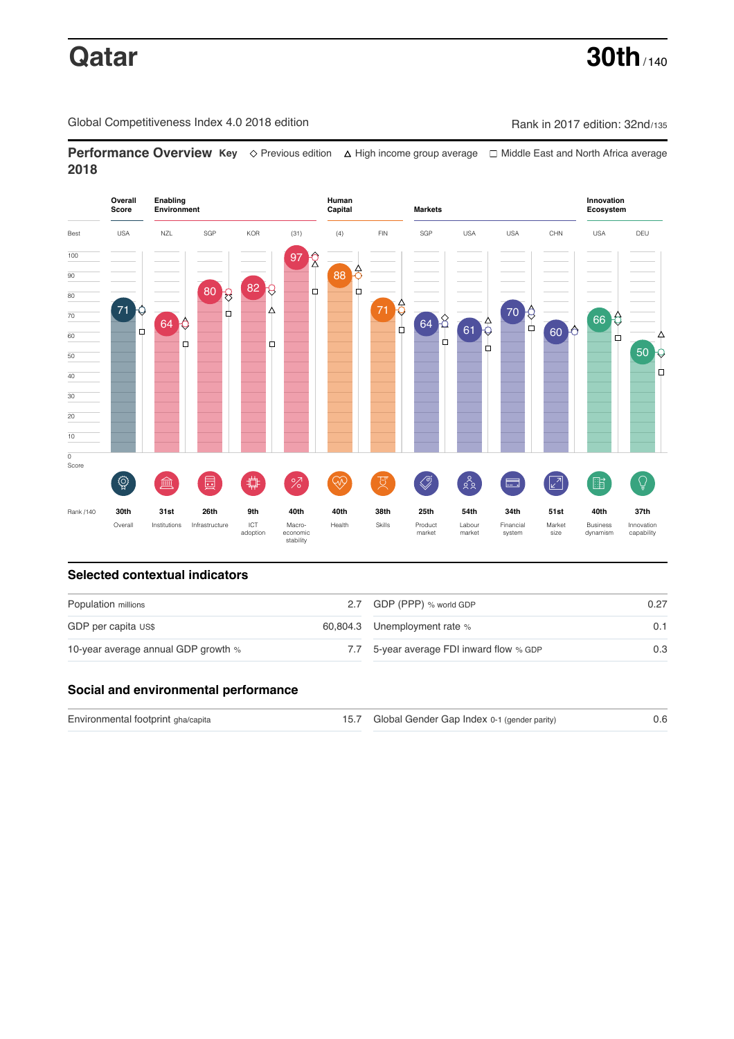# Qatar

**30th** / 140

Global Competitiveness Index 4.0 2018 edition

Rank in 2017 edition: 32nd/135

## Performance Overview 2018

**Key** ◇ Previous edition △ High income group average □ Middle East and North Africa average

| | Overall Score | Enabling Environment | | | | Human Capital | | Markets | | | | Innovation Ecosystem | |
|---|---|---|---|---|---|---|---|---|---|---|---|---|---|
| Best | USA | NZL | SGP | KOR | (31) | (4) | FIN | SGP | USA | USA | CHN | USA | DEU |
| Score | 71 | 64 | 80 | 82 | 97 | 88 | 71 | 64 | 61 | 70 | 60 | 66 | 50 |
| Rank /140 | 30th | 31st | 26th | 9th | 40th | 40th | 38th | 25th | 54th | 34th | 51st | 40th | 37th |
| | Overall | Institutions | Infrastructure | ICT adoption | Macro-economic stability | Health | Skills | Product market | Labour market | Financial system | Market size | Business dynamism | Innovation capability |

## Selected contextual indicators

| | | | |
|---|---|---|---|
| Population millions | 2.7 | GDP (PPP) % world GDP | 0.27 |
| GDP per capita US$ | 60,804.3 | Unemployment rate % | 0.1 |
| 10-year average annual GDP growth % | 7.7 | 5-year average FDI inward flow % GDP | 0.3 |

## Social and environmental performance

| | | | |
|---|---|---|---|
| Environmental footprint gha/capita | 15.7 | Global Gender Gap Index 0-1 (gender parity) | 0.6 |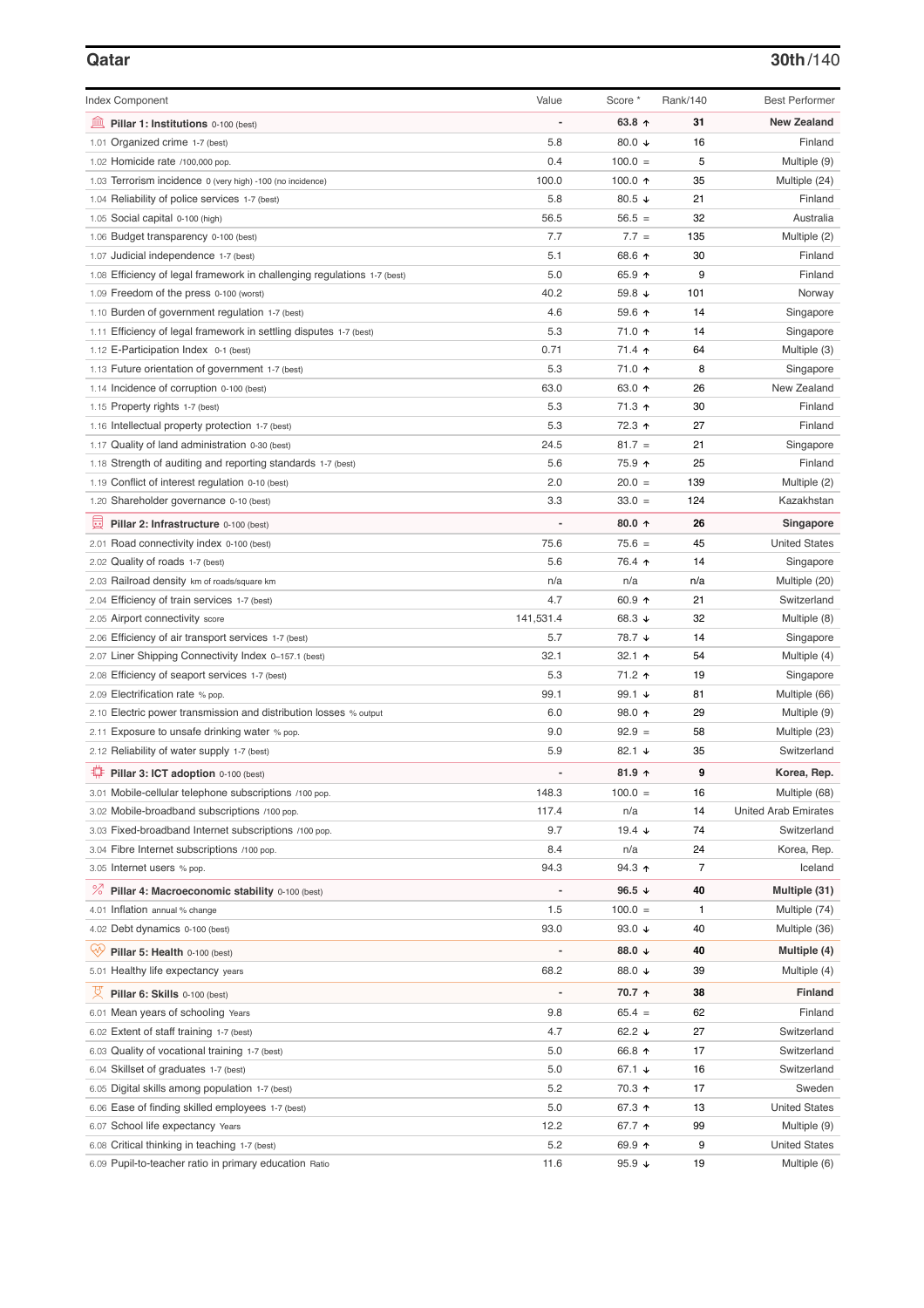## Qatar

**30th**/140

| Index Component | Value | Score * | Rank/140 | Best Performer |
|---|---|---|---|---|
| **Pillar 1: Institutions** 0-100 (best) | - | **63.8 ↑** | **31** | **New Zealand** |
| 1.01 Organized crime 1-7 (best) | 5.8 | 80.0 ↓ | 16 | Finland |
| 1.02 Homicide rate /100,000 pop. | 0.4 | 100.0 = | 5 | Multiple (9) |
| 1.03 Terrorism incidence 0 (very high) -100 (no incidence) | 100.0 | 100.0 ↑ | 35 | Multiple (24) |
| 1.04 Reliability of police services 1-7 (best) | 5.8 | 80.5 ↓ | 21 | Finland |
| 1.05 Social capital 0-100 (high) | 56.5 | 56.5 = | 32 | Australia |
| 1.06 Budget transparency 0-100 (best) | 7.7 | 7.7 = | 135 | Multiple (2) |
| 1.07 Judicial independence 1-7 (best) | 5.1 | 68.6 ↑ | 30 | Finland |
| 1.08 Efficiency of legal framework in challenging regulations 1-7 (best) | 5.0 | 65.9 ↑ | 9 | Finland |
| 1.09 Freedom of the press 0-100 (worst) | 40.2 | 59.8 ↓ | 101 | Norway |
| 1.10 Burden of government regulation 1-7 (best) | 4.6 | 59.6 ↑ | 14 | Singapore |
| 1.11 Efficiency of legal framework in settling disputes 1-7 (best) | 5.3 | 71.0 ↑ | 14 | Singapore |
| 1.12 E-Participation Index 0-1 (best) | 0.71 | 71.4 ↑ | 64 | Multiple (3) |
| 1.13 Future orientation of government 1-7 (best) | 5.3 | 71.0 ↑ | 8 | Singapore |
| 1.14 Incidence of corruption 0-100 (best) | 63.0 | 63.0 ↑ | 26 | New Zealand |
| 1.15 Property rights 1-7 (best) | 5.3 | 71.3 ↑ | 30 | Finland |
| 1.16 Intellectual property protection 1-7 (best) | 5.3 | 72.3 ↑ | 27 | Finland |
| 1.17 Quality of land administration 0-30 (best) | 24.5 | 81.7 = | 21 | Singapore |
| 1.18 Strength of auditing and reporting standards 1-7 (best) | 5.6 | 75.9 ↑ | 25 | Finland |
| 1.19 Conflict of interest regulation 0-10 (best) | 2.0 | 20.0 = | 139 | Multiple (2) |
| 1.20 Shareholder governance 0-10 (best) | 3.3 | 33.0 = | 124 | Kazakhstan |
| **Pillar 2: Infrastructure** 0-100 (best) | - | **80.0 ↑** | **26** | **Singapore** |
| 2.01 Road connectivity index 0-100 (best) | 75.6 | 75.6 = | 45 | United States |
| 2.02 Quality of roads 1-7 (best) | 5.6 | 76.4 ↑ | 14 | Singapore |
| 2.03 Railroad density km of roads/square km | n/a | n/a | n/a | Multiple (20) |
| 2.04 Efficiency of train services 1-7 (best) | 4.7 | 60.9 ↑ | 21 | Switzerland |
| 2.05 Airport connectivity score | 141,531.4 | 68.3 ↓ | 32 | Multiple (8) |
| 2.06 Efficiency of air transport services 1-7 (best) | 5.7 | 78.7 ↓ | 14 | Singapore |
| 2.07 Liner Shipping Connectivity Index 0–157.1 (best) | 32.1 | 32.1 ↑ | 54 | Multiple (4) |
| 2.08 Efficiency of seaport services 1-7 (best) | 5.3 | 71.2 ↑ | 19 | Singapore |
| 2.09 Electrification rate % pop. | 99.1 | 99.1 ↓ | 81 | Multiple (66) |
| 2.10 Electric power transmission and distribution losses % output | 6.0 | 98.0 ↑ | 29 | Multiple (9) |
| 2.11 Exposure to unsafe drinking water % pop. | 9.0 | 92.9 = | 58 | Multiple (23) |
| 2.12 Reliability of water supply 1-7 (best) | 5.9 | 82.1 ↓ | 35 | Switzerland |
| **Pillar 3: ICT adoption** 0-100 (best) | - | **81.9 ↑** | **9** | **Korea, Rep.** |
| 3.01 Mobile-cellular telephone subscriptions /100 pop. | 148.3 | 100.0 = | 16 | Multiple (68) |
| 3.02 Mobile-broadband subscriptions /100 pop. | 117.4 | n/a | 14 | United Arab Emirates |
| 3.03 Fixed-broadband Internet subscriptions /100 pop. | 9.7 | 19.4 ↓ | 74 | Switzerland |
| 3.04 Fibre Internet subscriptions /100 pop. | 8.4 | n/a | 24 | Korea, Rep. |
| 3.05 Internet users % pop. | 94.3 | 94.3 ↑ | 7 | Iceland |
| **Pillar 4: Macroeconomic stability** 0-100 (best) | - | **96.5 ↓** | **40** | **Multiple (31)** |
| 4.01 Inflation annual % change | 1.5 | 100.0 = | 1 | Multiple (74) |
| 4.02 Debt dynamics 0-100 (best) | 93.0 | 93.0 ↓ | 40 | Multiple (36) |
| **Pillar 5: Health** 0-100 (best) | - | **88.0 ↓** | **40** | **Multiple (4)** |
| 5.01 Healthy life expectancy years | 68.2 | 88.0 ↓ | 39 | Multiple (4) |
| **Pillar 6: Skills** 0-100 (best) | - | **70.7 ↑** | **38** | **Finland** |
| 6.01 Mean years of schooling Years | 9.8 | 65.4 = | 62 | Finland |
| 6.02 Extent of staff training 1-7 (best) | 4.7 | 62.2 ↓ | 27 | Switzerland |
| 6.03 Quality of vocational training 1-7 (best) | 5.0 | 66.8 ↑ | 17 | Switzerland |
| 6.04 Skillset of graduates 1-7 (best) | 5.0 | 67.1 ↓ | 16 | Switzerland |
| 6.05 Digital skills among population 1-7 (best) | 5.2 | 70.3 ↑ | 17 | Sweden |
| 6.06 Ease of finding skilled employees 1-7 (best) | 5.0 | 67.3 ↑ | 13 | United States |
| 6.07 School life expectancy Years | 12.2 | 67.7 ↑ | 99 | Multiple (9) |
| 6.08 Critical thinking in teaching 1-7 (best) | 5.2 | 69.9 ↑ | 9 | United States |
| 6.09 Pupil-to-teacher ratio in primary education Ratio | 11.6 | 95.9 ↓ | 19 | Multiple (6) |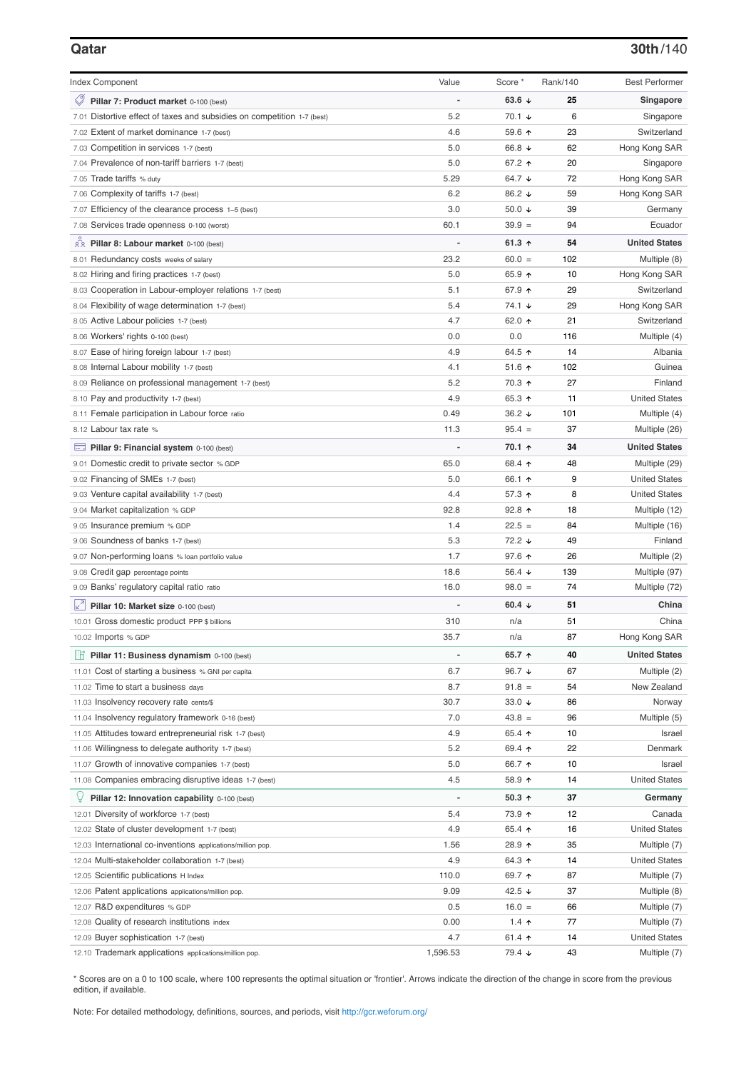## Qatar

**30th**/140

| Index Component | Value | Score * | Rank/140 | Best Performer |
|---|---|---|---|---|
| **Pillar 7: Product market** 0-100 (best) | - | **63.6 ↓** | **25** | **Singapore** |
| 7.01 Distortive effect of taxes and subsidies on competition 1-7 (best) | 5.2 | 70.1 ↓ | 6 | Singapore |
| 7.02 Extent of market dominance 1-7 (best) | 4.6 | 59.6 ↑ | 23 | Switzerland |
| 7.03 Competition in services 1-7 (best) | 5.0 | 66.8 ↓ | 62 | Hong Kong SAR |
| 7.04 Prevalence of non-tariff barriers 1-7 (best) | 5.0 | 67.2 ↑ | 20 | Singapore |
| 7.05 Trade tariffs % duty | 5.29 | 64.7 ↓ | 72 | Hong Kong SAR |
| 7.06 Complexity of tariffs 1-7 (best) | 6.2 | 86.2 ↓ | 59 | Hong Kong SAR |
| 7.07 Efficiency of the clearance process 1–5 (best) | 3.0 | 50.0 ↓ | 39 | Germany |
| 7.08 Services trade openness 0-100 (worst) | 60.1 | 39.9 = | 94 | Ecuador |
| **Pillar 8: Labour market** 0-100 (best) | - | **61.3 ↑** | **54** | **United States** |
| 8.01 Redundancy costs weeks of salary | 23.2 | 60.0 = | 102 | Multiple (8) |
| 8.02 Hiring and firing practices 1-7 (best) | 5.0 | 65.9 ↑ | 10 | Hong Kong SAR |
| 8.03 Cooperation in Labour-employer relations 1-7 (best) | 5.1 | 67.9 ↑ | 29 | Switzerland |
| 8.04 Flexibility of wage determination 1-7 (best) | 5.4 | 74.1 ↓ | 29 | Hong Kong SAR |
| 8.05 Active Labour policies 1-7 (best) | 4.7 | 62.0 ↑ | 21 | Switzerland |
| 8.06 Workers' rights 0-100 (best) | 0.0 | 0.0 | 116 | Multiple (4) |
| 8.07 Ease of hiring foreign labour 1-7 (best) | 4.9 | 64.5 ↑ | 14 | Albania |
| 8.08 Internal Labour mobility 1-7 (best) | 4.1 | 51.6 ↑ | 102 | Guinea |
| 8.09 Reliance on professional management 1-7 (best) | 5.2 | 70.3 ↑ | 27 | Finland |
| 8.10 Pay and productivity 1-7 (best) | 4.9 | 65.3 ↑ | 11 | United States |
| 8.11 Female participation in Labour force ratio | 0.49 | 36.2 ↓ | 101 | Multiple (4) |
| 8.12 Labour tax rate % | 11.3 | 95.4 = | 37 | Multiple (26) |
| **Pillar 9: Financial system** 0-100 (best) | - | **70.1 ↑** | **34** | **United States** |
| 9.01 Domestic credit to private sector % GDP | 65.0 | 68.4 ↑ | 48 | Multiple (29) |
| 9.02 Financing of SMEs 1-7 (best) | 5.0 | 66.1 ↑ | 9 | United States |
| 9.03 Venture capital availability 1-7 (best) | 4.4 | 57.3 ↑ | 8 | United States |
| 9.04 Market capitalization % GDP | 92.8 | 92.8 ↑ | 18 | Multiple (12) |
| 9.05 Insurance premium % GDP | 1.4 | 22.5 = | 84 | Multiple (16) |
| 9.06 Soundness of banks 1-7 (best) | 5.3 | 72.2 ↓ | 49 | Finland |
| 9.07 Non-performing loans % loan portfolio value | 1.7 | 97.6 ↑ | 26 | Multiple (2) |
| 9.08 Credit gap percentage points | 18.6 | 56.4 ↓ | 139 | Multiple (97) |
| 9.09 Banks' regulatory capital ratio ratio | 16.0 | 98.0 = | 74 | Multiple (72) |
| **Pillar 10: Market size** 0-100 (best) | - | **60.4 ↓** | **51** | **China** |
| 10.01 Gross domestic product PPP $ billions | 310 | n/a | 51 | China |
| 10.02 Imports % GDP | 35.7 | n/a | 87 | Hong Kong SAR |
| **Pillar 11: Business dynamism** 0-100 (best) | - | **65.7 ↑** | **40** | **United States** |
| 11.01 Cost of starting a business % GNI per capita | 6.7 | 96.7 ↓ | 67 | Multiple (2) |
| 11.02 Time to start a business days | 8.7 | 91.8 = | 54 | New Zealand |
| 11.03 Insolvency recovery rate cents/$ | 30.7 | 33.0 ↓ | 86 | Norway |
| 11.04 Insolvency regulatory framework 0-16 (best) | 7.0 | 43.8 = | 96 | Multiple (5) |
| 11.05 Attitudes toward entrepreneurial risk 1-7 (best) | 4.9 | 65.4 ↑ | 10 | Israel |
| 11.06 Willingness to delegate authority 1-7 (best) | 5.2 | 69.4 ↑ | 22 | Denmark |
| 11.07 Growth of innovative companies 1-7 (best) | 5.0 | 66.7 ↑ | 10 | Israel |
| 11.08 Companies embracing disruptive ideas 1-7 (best) | 4.5 | 58.9 ↑ | 14 | United States |
| **Pillar 12: Innovation capability** 0-100 (best) | - | **50.3 ↑** | **37** | **Germany** |
| 12.01 Diversity of workforce 1-7 (best) | 5.4 | 73.9 ↑ | 12 | Canada |
| 12.02 State of cluster development 1-7 (best) | 4.9 | 65.4 ↑ | 16 | United States |
| 12.03 International co-inventions applications/million pop. | 1.56 | 28.9 ↑ | 35 | Multiple (7) |
| 12.04 Multi-stakeholder collaboration 1-7 (best) | 4.9 | 64.3 ↑ | 14 | United States |
| 12.05 Scientific publications H Index | 110.0 | 69.7 ↑ | 87 | Multiple (7) |
| 12.06 Patent applications applications/million pop. | 9.09 | 42.5 ↓ | 37 | Multiple (8) |
| 12.07 R&D expenditures % GDP | 0.5 | 16.0 = | 66 | Multiple (7) |
| 12.08 Quality of research institutions index | 0.00 | 1.4 ↑ | 77 | Multiple (7) |
| 12.09 Buyer sophistication 1-7 (best) | 4.7 | 61.4 ↑ | 14 | United States |
| 12.10 Trademark applications applications/million pop. | 1,596.53 | 79.4 ↓ | 43 | Multiple (7) |

* Scores are on a 0 to 100 scale, where 100 represents the optimal situation or 'frontier'. Arrows indicate the direction of the change in score from the previous edition, if available.

Note: For detailed methodology, definitions, sources, and periods, visit http://gcr.weforum.org/